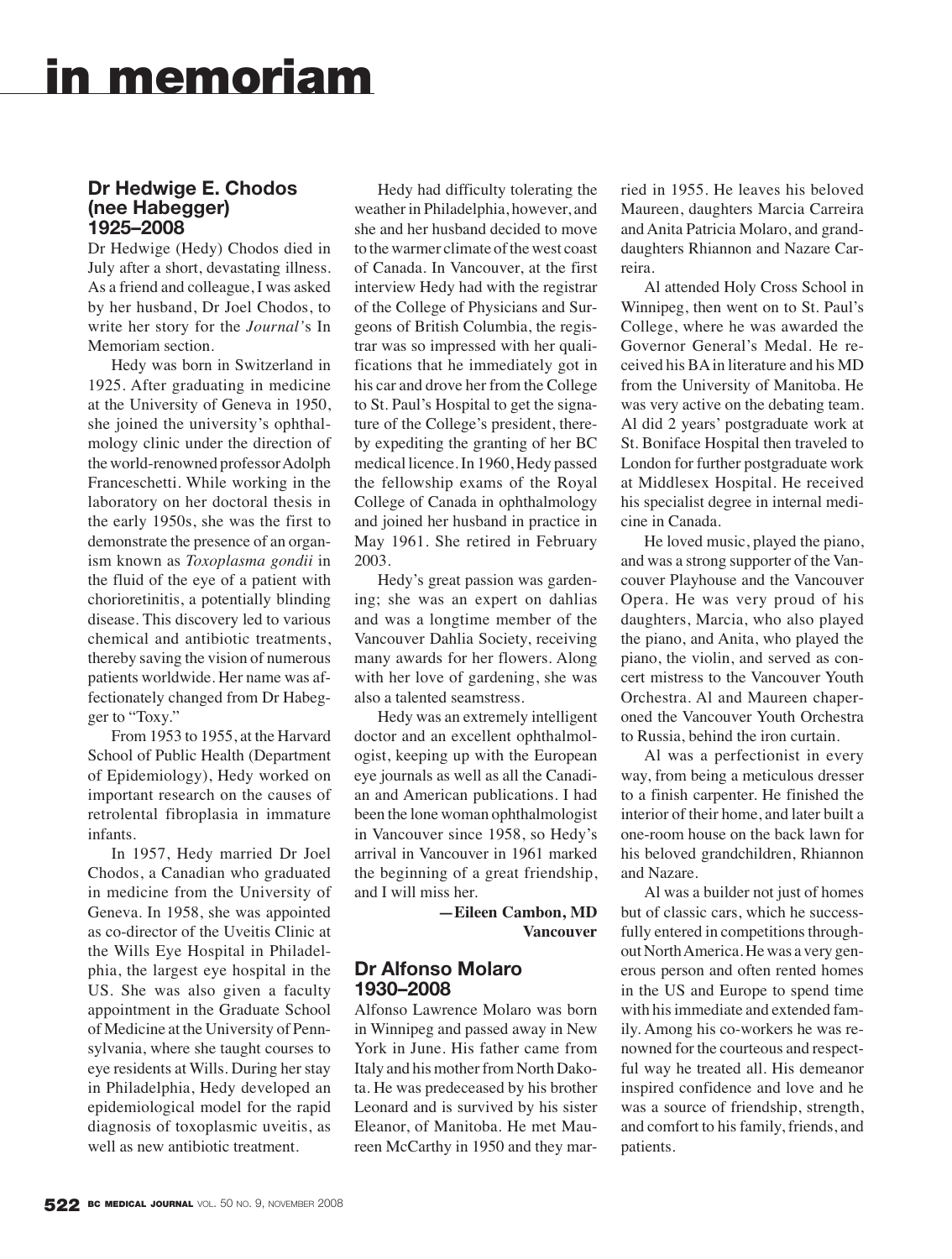# in memoriam

## Dr Hedwige E. Chodos (nee Habegger) 1925–2008

Dr Hedwige (Hedy) Chodos died in July after a short, devastating illness. As a friend and colleague, I was asked by her husband, Dr Joel Chodos, to write her story for the *Journal*'s In Memoriam section.

Hedy was born in Switzerland in 1925. After graduating in medicine at the University of Geneva in 1950, she joined the university's ophthalmology clinic under the direction of the world-renowned professor Adolph Franceschetti. While working in the laboratory on her doctoral thesis in the early 1950s, she was the first to demonstrate the presence of an organism known as *Toxoplasma gondii* in the fluid of the eye of a patient with chorioretinitis, a potentially blinding disease. This discovery led to various chemical and antibiotic treatments, thereby saving the vision of numerous patients worldwide. Her name was affectionately changed from Dr Habegger to "Toxy."

From 1953 to 1955, at the Harvard School of Public Health (Department of Epidemiology), Hedy worked on important research on the causes of retrolental fibroplasia in immature infants.

In 1957, Hedy married Dr Joel Chodos, a Canadian who graduated in medicine from the University of Geneva. In 1958, she was appointed as co-director of the Uveitis Clinic at the Wills Eye Hospital in Philadelphia, the largest eye hospital in the US. She was also given a faculty appointment in the Graduate School of Medicine at the University of Pennsylvania, where she taught courses to eye residents at Wills. During her stay in Philadelphia, Hedy developed an epidemiological model for the rapid diagnosis of toxoplasmic uveitis, as well as new antibiotic treatment.

Hedy had difficulty tolerating the weather in Philadelphia, however, and she and her husband decided to move to the warmer climate of the west coast of Canada. In Vancouver, at the first interview Hedy had with the registrar of the College of Physicians and Surgeons of British Columbia, the registrar was so impressed with her qualifications that he immediately got in his car and drove her from the College to St. Paul's Hospital to get the signature of the College's president, thereby expediting the granting of her BC medical licence. In 1960, Hedy passed the fellowship exams of the Royal College of Canada in ophthalmology and joined her husband in practice in May 1961. She retired in February 2003.

Hedy's great passion was gardening; she was an expert on dahlias and was a longtime member of the Vancouver Dahlia Society, receiving many awards for her flowers. Along with her love of gardening, she was also a talented seamstress.

Hedy was an extremely intelligent doctor and an excellent ophthalmologist, keeping up with the European eye journals as well as all the Canadian and American publications. I had been the lone woman ophthalmologist in Vancouver since 1958, so Hedy's arrival in Vancouver in 1961 marked the beginning of a great friendship, and I will miss her.

**—Eileen Cambon, MD**
**Vancouver**

## Dr Alfonso Molaro 1930–2008

Alfonso Lawrence Molaro was born in Winnipeg and passed away in New York in June. His father came from Italy and his mother from North Dakota. He was predeceased by his brother Leonard and is survived by his sister Eleanor, of Manitoba. He met Maureen McCarthy in 1950 and they married in 1955. He leaves his beloved Maureen, daughters Marcia Carreira and Anita Patricia Molaro, and granddaughters Rhiannon and Nazare Carreira.

Al attended Holy Cross School in Winnipeg, then went on to St. Paul's College, where he was awarded the Governor General's Medal. He received his BA in literature and his MD from the University of Manitoba. He was very active on the debating team. Al did 2 years' postgraduate work at St. Boniface Hospital then traveled to London for further postgraduate work at Middlesex Hospital. He received his specialist degree in internal medicine in Canada.

He loved music, played the piano, and was a strong supporter of the Vancouver Playhouse and the Vancouver Opera. He was very proud of his daughters, Marcia, who also played the piano, and Anita, who played the piano, the violin, and served as concert mistress to the Vancouver Youth Orchestra. Al and Maureen chaperoned the Vancouver Youth Orchestra to Russia, behind the iron curtain.

Al was a perfectionist in every way, from being a meticulous dresser to a finish carpenter. He finished the interior of their home, and later built a one-room house on the back lawn for his beloved grandchildren, Rhiannon and Nazare.

Al was a builder not just of homes but of classic cars, which he successfully entered in competitions throughout North America. He was a very generous person and often rented homes in the US and Europe to spend time with his immediate and extended family. Among his co-workers he was renowned for the courteous and respectful way he treated all. His demeanor inspired confidence and love and he was a source of friendship, strength, and comfort to his family, friends, and patients.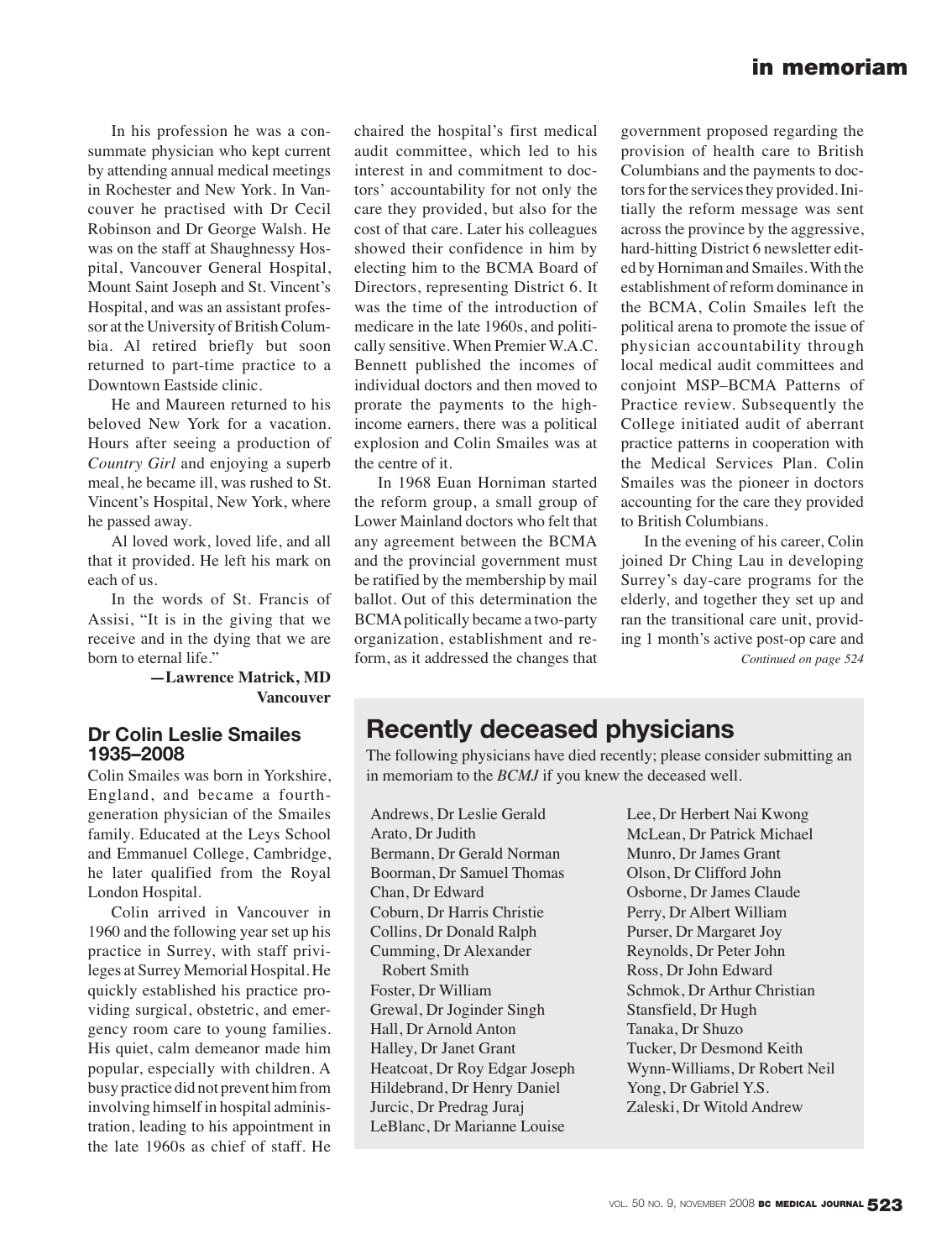In his profession he was a consummate physician who kept current by attending annual medical meetings in Rochester and New York. In Vancouver he practised with Dr Cecil Robinson and Dr George Walsh. He was on the staff at Shaughnessy Hospital, Vancouver General Hospital, Mount Saint Joseph and St. Vincent's Hospital, and was an assistant professor at the University of British Columbia. Al retired briefly but soon returned to part-time practice to a Downtown Eastside clinic.

He and Maureen returned to his beloved New York for a vacation. Hours after seeing a production of *Country Girl* and enjoying a superb meal, he became ill, was rushed to St. Vincent's Hospital, New York, where he passed away.

Al loved work, loved life, and all that it provided. He left his mark on each of us.

In the words of St. Francis of Assisi, "It is in the giving that we receive and in the dying that we are born to eternal life."

**—Lawrence Matrick, MD**
**Vancouver**

### Dr Colin Leslie Smailes 1935–2008

Colin Smailes was born in Yorkshire, England, and became a fourth-generation physician of the Smailes family. Educated at the Leys School and Emmanuel College, Cambridge, he later qualified from the Royal London Hospital.

Colin arrived in Vancouver in 1960 and the following year set up his practice in Surrey, with staff privileges at Surrey Memorial Hospital. He quickly established his practice providing surgical, obstetric, and emergency room care to young families. His quiet, calm demeanor made him popular, especially with children. A busy practice did not prevent him from involving himself in hospital administration, leading to his appointment in the late 1960s as chief of staff. He chaired the hospital's first medical audit committee, which led to his interest in and commitment to doctors' accountability for not only the care they provided, but also for the cost of that care. Later his colleagues showed their confidence in him by electing him to the BCMA Board of Directors, representing District 6. It was the time of the introduction of medicare in the late 1960s, and politically sensitive. When Premier W.A.C. Bennett published the incomes of individual doctors and then moved to prorate the payments to the high-income earners, there was a political explosion and Colin Smailes was at the centre of it.

In 1968 Euan Horniman started the reform group, a small group of Lower Mainland doctors who felt that any agreement between the BCMA and the provincial government must be ratified by the membership by mail ballot. Out of this determination the BCMA politically became a two-party organization, establishment and reform, as it addressed the changes that government proposed regarding the provision of health care to British Columbians and the payments to doctors for the services they provided. Initially the reform message was sent across the province by the aggressive, hard-hitting District 6 newsletter edited by Horniman and Smailes. With the establishment of reform dominance in the BCMA, Colin Smailes left the political arena to promote the issue of physician accountability through local medical audit committees and conjoint MSP–BCMA Patterns of Practice review. Subsequently the College initiated audit of aberrant practice patterns in cooperation with the Medical Services Plan. Colin Smailes was the pioneer in doctors accounting for the care they provided to British Columbians.

In the evening of his career, Colin joined Dr Ching Lau in developing Surrey's day-care programs for the elderly, and together they set up and ran the transitional care unit, providing 1 month's active post-op care and

*Continued on page 524*

## Recently deceased physicians

The following physicians have died recently; please consider submitting an in memoriam to the *BCMJ* if you knew the deceased well.

- Andrews, Dr Leslie Gerald
- Arato, Dr Judith
- Bermann, Dr Gerald Norman
- Boorman, Dr Samuel Thomas
- Chan, Dr Edward
- Coburn, Dr Harris Christie
- Collins, Dr Donald Ralph
- Cumming, Dr Alexander Robert Smith
- Foster, Dr William
- Grewal, Dr Joginder Singh
- Hall, Dr Arnold Anton
- Halley, Dr Janet Grant
- Heatcoat, Dr Roy Edgar Joseph
- Hildebrand, Dr Henry Daniel
- Jurcic, Dr Predrag Juraj
- LeBlanc, Dr Marianne Louise
- Lee, Dr Herbert Nai Kwong
- McLean, Dr Patrick Michael
- Munro, Dr James Grant
- Olson, Dr Clifford John
- Osborne, Dr James Claude
- Perry, Dr Albert William
- Purser, Dr Margaret Joy
- Reynolds, Dr Peter John
- Ross, Dr John Edward
- Schmok, Dr Arthur Christian
- Stansfield, Dr Hugh
- Tanaka, Dr Shuzo
- Tucker, Dr Desmond Keith
- Wynn-Williams, Dr Robert Neil
- Yong, Dr Gabriel Y.S.
- Zaleski, Dr Witold Andrew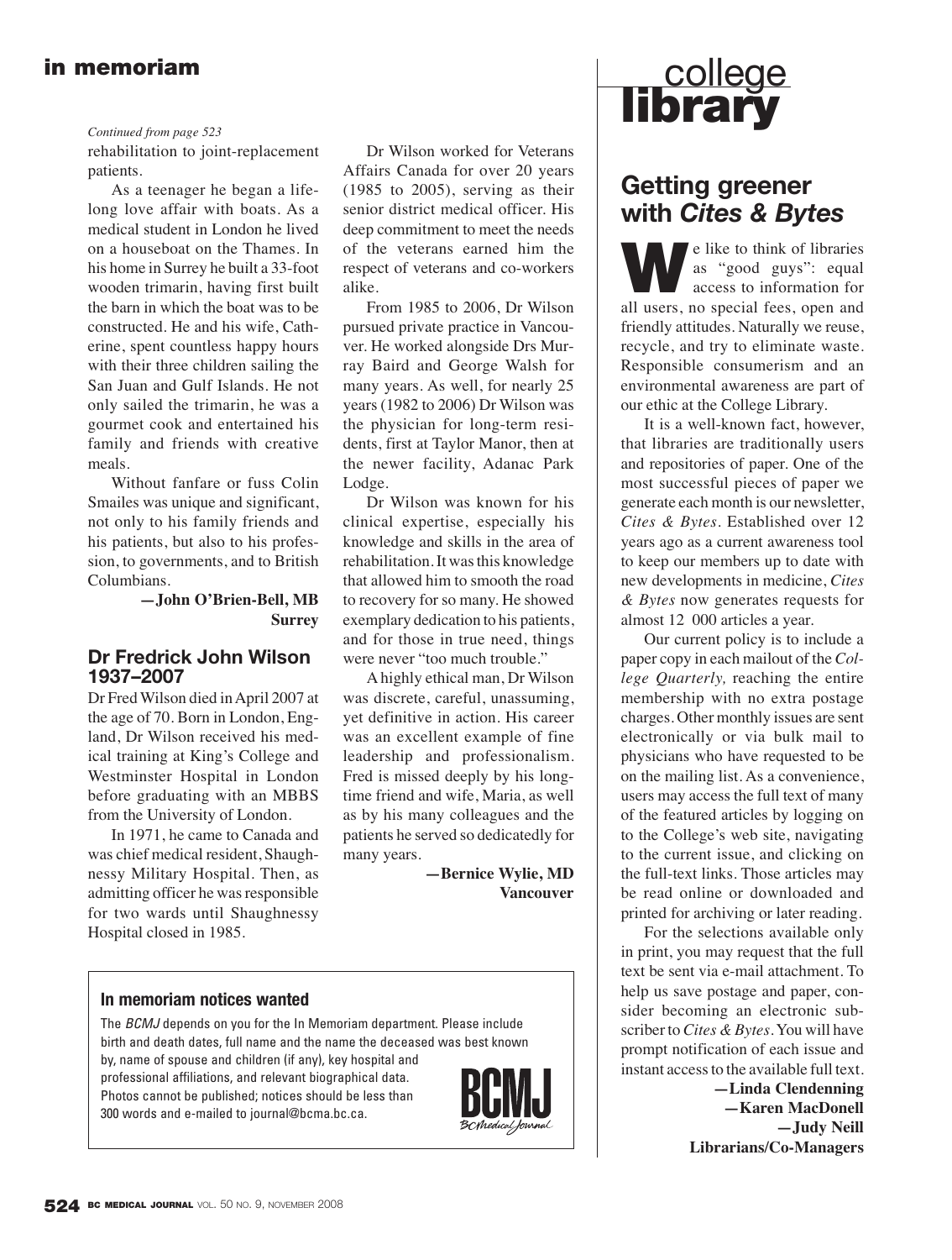## in memoriam

*Continued from page 523*

rehabilitation to joint-replacement patients.

As a teenager he began a lifelong love affair with boats. As a medical student in London he lived on a houseboat on the Thames. In his home in Surrey he built a 33-foot wooden trimarin, having first built the barn in which the boat was to be constructed. He and his wife, Catherine, spent countless happy hours with their three children sailing the San Juan and Gulf Islands. He not only sailed the trimarin, he was a gourmet cook and entertained his family and friends with creative meals.

Without fanfare or fuss Colin Smailes was unique and significant, not only to his family friends and his patients, but also to his profession, to governments, and to British Columbians.

**—John O'Brien-Bell, MB**
**Surrey**

### Dr Fredrick John Wilson 1937–2007

Dr Fred Wilson died in April 2007 at the age of 70. Born in London, England, Dr Wilson received his medical training at King's College and Westminster Hospital in London before graduating with an MBBS from the University of London.

In 1971, he came to Canada and was chief medical resident, Shaughnessy Military Hospital. Then, as admitting officer he was responsible for two wards until Shaughnessy Hospital closed in 1985.

Dr Wilson worked for Veterans Affairs Canada for over 20 years (1985 to 2005), serving as their senior district medical officer. His deep commitment to meet the needs of the veterans earned him the respect of veterans and co-workers alike.

From 1985 to 2006, Dr Wilson pursued private practice in Vancouver. He worked alongside Drs Murray Baird and George Walsh for many years. As well, for nearly 25 years (1982 to 2006) Dr Wilson was the physician for long-term residents, first at Taylor Manor, then at the newer facility, Adanac Park Lodge.

Dr Wilson was known for his clinical expertise, especially his knowledge and skills in the area of rehabilitation. It was this knowledge that allowed him to smooth the road to recovery for so many. He showed exemplary dedication to his patients, and for those in true need, things were never "too much trouble."

A highly ethical man, Dr Wilson was discrete, careful, unassuming, yet definitive in action. His career was an excellent example of fine leadership and professionalism. Fred is missed deeply by his longtime friend and wife, Maria, as well as by his many colleagues and the patients he served so dedicatedly for many years.

**—Bernice Wylie, MD**
**Vancouver**

### In memoriam notices wanted

The *BCMJ* depends on you for the In Memoriam department. Please include birth and death dates, full name and the name the deceased was best known by, name of spouse and children (if any), key hospital and professional affiliations, and relevant biographical data. Photos cannot be published; notices should be less than 300 words and e-mailed to journal@bcma.bc.ca.

## college library

### Getting greener with *Cites & Bytes*

We like to think of libraries as "good guys": equal access to information for all users, no special fees, open and friendly attitudes. Naturally we reuse, recycle, and try to eliminate waste. Responsible consumerism and an environmental awareness are part of our ethic at the College Library.

It is a well-known fact, however, that libraries are traditionally users and repositories of paper. One of the most successful pieces of paper we generate each month is our newsletter, *Cites & Bytes*. Established over 12 years ago as a current awareness tool to keep our members up to date with new developments in medicine, *Cites & Bytes* now generates requests for almost 12 000 articles a year.

Our current policy is to include a paper copy in each mailout of the *College Quarterly,* reaching the entire membership with no extra postage charges. Other monthly issues are sent electronically or via bulk mail to physicians who have requested to be on the mailing list. As a convenience, users may access the full text of many of the featured articles by logging on to the College's web site, navigating to the current issue, and clicking on the full-text links. Those articles may be read online or downloaded and printed for archiving or later reading.

For the selections available only in print, you may request that the full text be sent via e-mail attachment. To help us save postage and paper, consider becoming an electronic subscriber to *Cites & Bytes*. You will have prompt notification of each issue and instant access to the available full text.

**—Linda Clendenning**
**—Karen MacDonell**
**—Judy Neill**
**Librarians/Co-Managers**